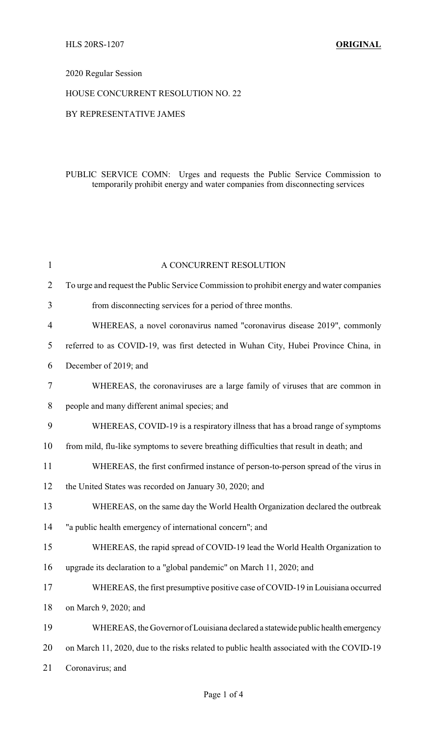HLS 20RS-1207 **ORIGINAL**

2020 Regular Session

HOUSE CONCURRENT RESOLUTION NO. 22

BY REPRESENTATIVE JAMES

PUBLIC SERVICE COMN: Urges and requests the Public Service Commission to temporarily prohibit energy and water companies from disconnecting services

A CONCURRENT RESOLUTION

To urge and request the Public Service Commission to prohibit energy and water companies from disconnecting services for a period of three months.

WHEREAS, a novel coronavirus named "coronavirus disease 2019", commonly referred to as COVID-19, was first detected in Wuhan City, Hubei Province China, in December of 2019; and

WHEREAS, the coronaviruses are a large family of viruses that are common in people and many different animal species; and

WHEREAS, COVID-19 is a respiratory illness that has a broad range of symptoms from mild, flu-like symptoms to severe breathing difficulties that result in death; and

WHEREAS, the first confirmed instance of person-to-person spread of the virus in the United States was recorded on January 30, 2020; and

WHEREAS, on the same day the World Health Organization declared the outbreak "a public health emergency of international concern"; and

WHEREAS, the rapid spread of COVID-19 lead the World Health Organization to upgrade its declaration to a "global pandemic" on March 11, 2020; and

WHEREAS, the first presumptive positive case of COVID-19 in Louisiana occurred on March 9, 2020; and

WHEREAS, the Governor of Louisiana declared a statewide public health emergency on March 11, 2020, due to the risks related to public health associated with the COVID-19 Coronavirus; and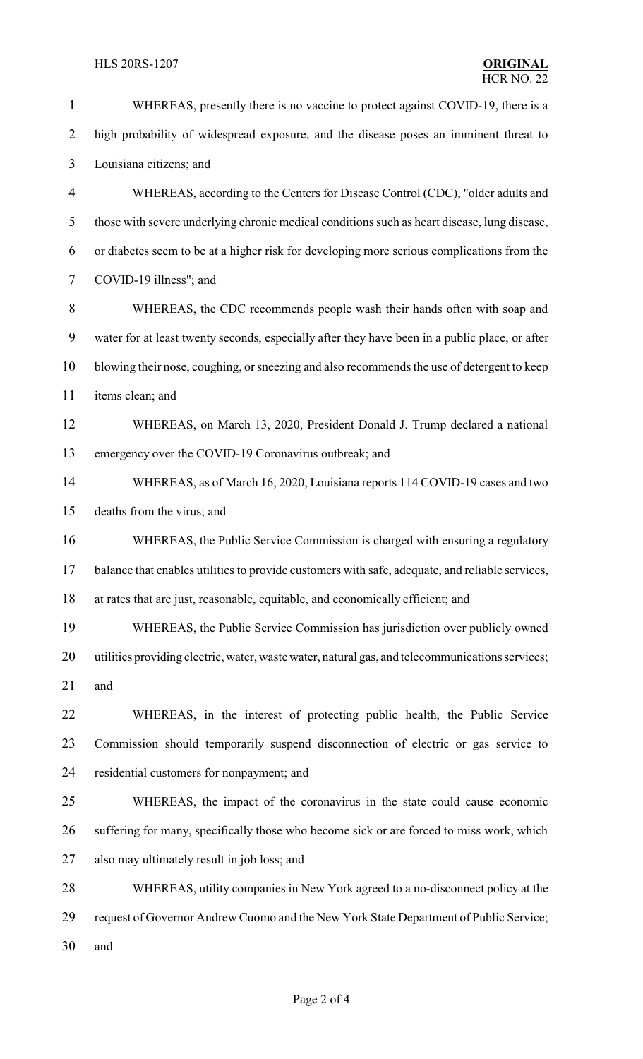WHEREAS, presently there is no vaccine to protect against COVID-19, there is a high probability of widespread exposure, and the disease poses an imminent threat to Louisiana citizens; and

WHEREAS, according to the Centers for Disease Control (CDC), "older adults and those with severe underlying chronic medical conditions such as heart disease, lung disease, or diabetes seem to be at a higher risk for developing more serious complications from the COVID-19 illness"; and

WHEREAS, the CDC recommends people wash their hands often with soap and water for at least twenty seconds, especially after they have been in a public place, or after blowing their nose, coughing, or sneezing and also recommends the use of detergent to keep items clean; and

WHEREAS, on March 13, 2020, President Donald J. Trump declared a national emergency over the COVID-19 Coronavirus outbreak; and

WHEREAS, as of March 16, 2020, Louisiana reports 114 COVID-19 cases and two deaths from the virus; and

WHEREAS, the Public Service Commission is charged with ensuring a regulatory balance that enables utilities to provide customers with safe, adequate, and reliable services, at rates that are just, reasonable, equitable, and economically efficient; and

WHEREAS, the Public Service Commission has jurisdiction over publicly owned utilities providing electric, water, waste water, natural gas, and telecommunications services; and

WHEREAS, in the interest of protecting public health, the Public Service Commission should temporarily suspend disconnection of electric or gas service to residential customers for nonpayment; and

WHEREAS, the impact of the coronavirus in the state could cause economic suffering for many, specifically those who become sick or are forced to miss work, which also may ultimately result in job loss; and

WHEREAS, utility companies in New York agreed to a no-disconnect policy at the request of Governor Andrew Cuomo and the New York State Department of Public Service; and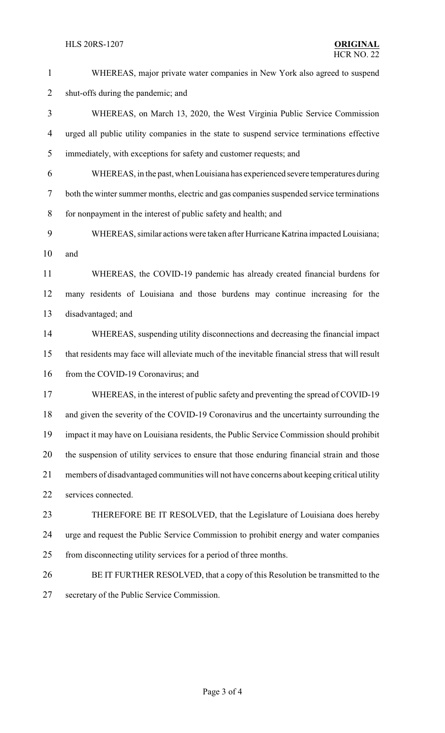WHEREAS, major private water companies in New York also agreed to suspend shut-offs during the pandemic; and

WHEREAS, on March 13, 2020, the West Virginia Public Service Commission urged all public utility companies in the state to suspend service terminations effective immediately, with exceptions for safety and customer requests; and

WHEREAS, in the past, when Louisiana has experienced severe temperatures during both the winter summer months, electric and gas companies suspended service terminations for nonpayment in the interest of public safety and health; and

WHEREAS, similar actions were taken after Hurricane Katrina impacted Louisiana; and

WHEREAS, the COVID-19 pandemic has already created financial burdens for many residents of Louisiana and those burdens may continue increasing for the disadvantaged; and

WHEREAS, suspending utility disconnections and decreasing the financial impact that residents may face will alleviate much of the inevitable financial stress that will result from the COVID-19 Coronavirus; and

WHEREAS, in the interest of public safety and preventing the spread of COVID-19 and given the severity of the COVID-19 Coronavirus and the uncertainty surrounding the impact it may have on Louisiana residents, the Public Service Commission should prohibit the suspension of utility services to ensure that those enduring financial strain and those members of disadvantaged communities will not have concerns about keeping critical utility services connected.

THEREFORE BE IT RESOLVED, that the Legislature of Louisiana does hereby urge and request the Public Service Commission to prohibit energy and water companies from disconnecting utility services for a period of three months.

BE IT FURTHER RESOLVED, that a copy of this Resolution be transmitted to the secretary of the Public Service Commission.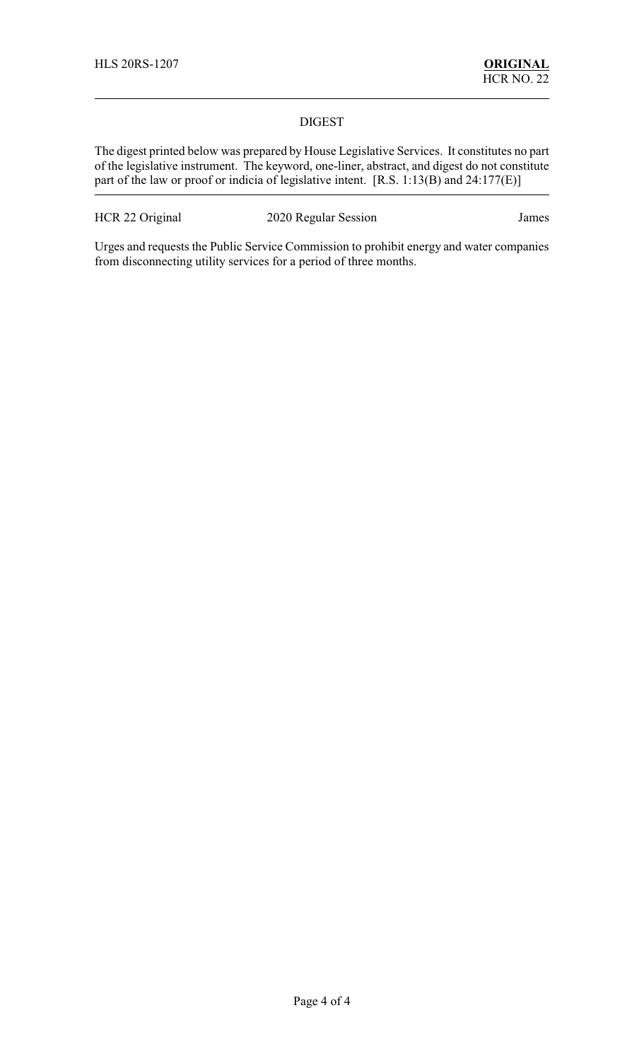HLS 20RS-1207 **ORIGINAL**
HCR NO. 22

## DIGEST

The digest printed below was prepared by House Legislative Services. It constitutes no part of the legislative instrument. The keyword, one-liner, abstract, and digest do not constitute part of the law or proof or indicia of legislative intent. [R.S. 1:13(B) and 24:177(E)]

HCR 22 Original 2020 Regular Session James

Urges and requests the Public Service Commission to prohibit energy and water companies from disconnecting utility services for a period of three months.